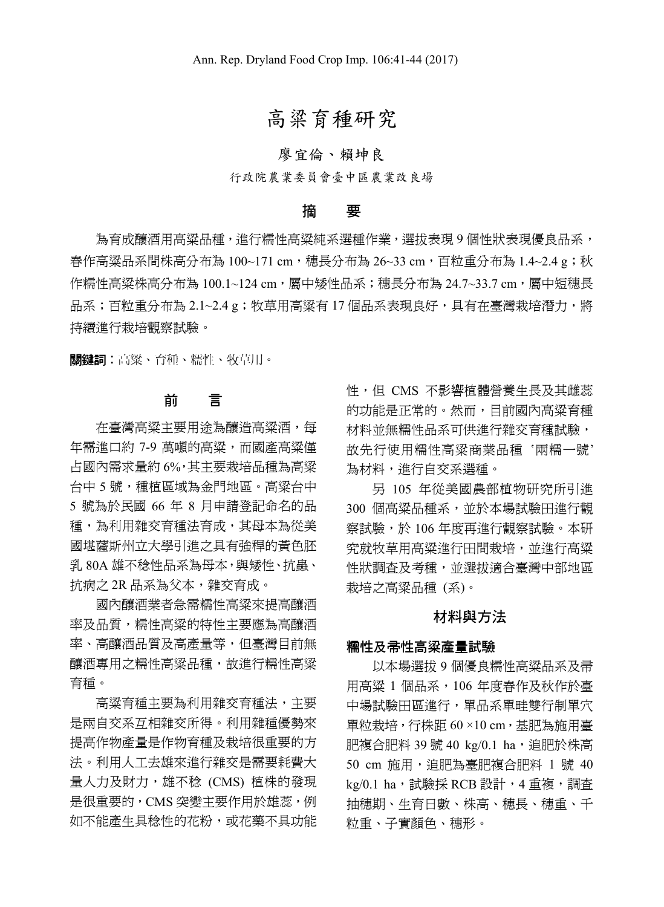# 高粱育種研究

廖宜倫、賴坤良

行政院農業委員會臺中區農業改良場

## 摘　要

為育成釀酒用高粱品種，進行糯性高粱純系選種作業，選拔表現 9 個性狀表現優良品系，春作高粱品系間株高分布為 100~171 cm，穗長分布為 26~33 cm，百粒重分布為 1.4~2.4 g；秋作糯性高粱株高分布為 100.1~124 cm，屬中矮性品系；穗長分布為 24.7~33.7 cm，屬中短穗長品系；百粒重分布為 2.1~2.4 g；牧草用高粱有 17 個品系表現良好，具有在臺灣栽培潛力，將持續進行栽培觀察試驗。

**關鍵詞**：高粱、育種、糯性、牧草用。

## 前　言

在臺灣高粱主要用途為釀造高粱酒，每年需進口約 7-9 萬噸的高粱，而國產高粱僅占國內需求量約 6%，其主要栽培品種為高粱台中 5 號，種植區域為金門地區。高粱台中 5 號為於民國 66 年 8 月申請登記命名的品種，為利用雜交育種法育成，其母本為從美國堪薩斯州立大學引進之具有強稈的黃色胚乳 80A 雄不稔性品系為母本，與矮性、抗蟲、抗病之 2R 品系為父本，雜交育成。

國內釀酒業者急需糯性高粱來提高釀酒率及品質，糯性高粱的特性主要應為高釀酒率、高釀酒品質及高產量等，但臺灣目前無釀酒專用之糯性高粱品種，故進行糯性高粱育種。

高粱育種主要為利用雜交育種法，主要是兩自交系互相雜交所得。利用雜種優勢來提高作物產量是作物育種及栽培很重要的方法。利用人工去雄來進行雜交是需要耗費大量人力及財力，雄不稔 (CMS) 植株的發現是很重要的，CMS 突變主要作用於雄蕊，例如不能產生具稔性的花粉，或花藥不具功能性，但 CMS 不影響植體營養生長及其雌蕊的功能是正常的。然而，目前國內高粱育種材料並無糯性品系可供進行雜交育種試驗，故先行使用糯性高粱商業品種 '兩糯一號' 為材料，進行自交系選種。

另 105 年從美國農部植物研究所引進 300 個高粱品種系，並於本場試驗田進行觀察試驗，於 106 年度再進行觀察試驗。本研究就牧草用高粱進行田間栽培，並進行高粱性狀調查及考種，並選拔適合臺灣中部地區栽培之高粱品種 (系)。

## 材料與方法

### 糯性及帚性高粱產量試驗

以本場選拔 9 個優良糯性高粱品系及帚用高粱 1 個品系，106 年度春作及秋作於臺中場試驗田區進行，單品系單畦雙行制單穴單粒栽培，行株距 60 ×10 cm，基肥為施用臺肥複合肥料 39 號 40 kg/0.1 ha，追肥於株高 50 cm 施用，追肥為臺肥複合肥料 1 號 40 kg/0.1 ha，試驗採 RCB 設計，4 重複，調查抽穗期、生育日數、株高、穗長、穗重、千粒重、子實顏色、穗形。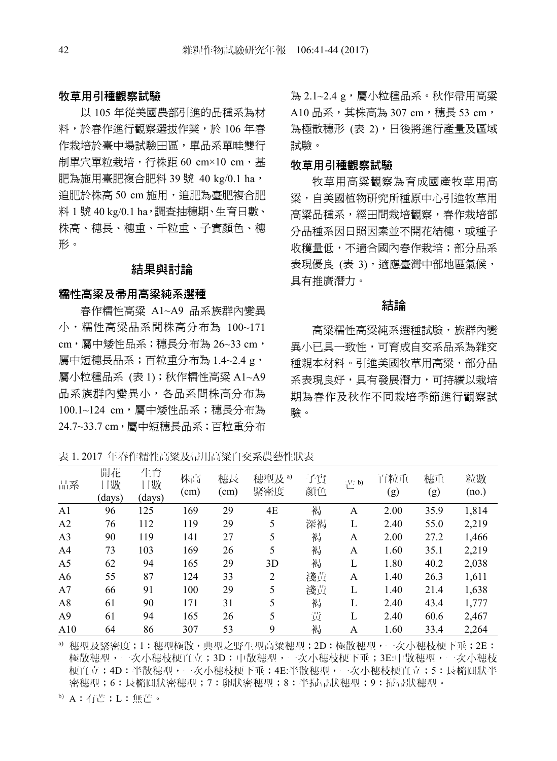### 牧草用引種觀察試驗

以 105 年從美國農部引進的品種系為材料，於春作進行觀察選拔作業，於 106 年春作栽培於臺中場試驗田區，單品系單畦雙行制單穴單粒栽培，行株距 60 cm×10 cm，基肥為施用臺肥複合肥料 39 號 40 kg/0.1 ha，追肥於株高 50 cm 施用，追肥為臺肥複合肥料 1 號 40 kg/0.1 ha，調查抽穗期、生育日數、株高、穗長、穗重、千粒重、子實顏色、穗形。

## 結果與討論

### 糯性高粱及帚用高粱純系選種

春作糯性高粱 A1~A9 品系族群內變異小，糯性高粱品系間株高分布為 100~171 cm，屬中矮性品系；穗長分布為 26~33 cm，屬中短穗長品系；百粒重分布為 1.4~2.4 g，屬小粒種品系 (表 1)；秋作糯性高粱 A1~A9 品系族群內變異小，各品系間株高分布為 100.1~124 cm，屬中矮性品系；穗長分布為 24.7~33.7 cm，屬中短穗長品系；百粒重分布為 2.1~2.4 g，屬小粒種品系。秋作帚用高粱 A10 品系，其株高為 307 cm，穗長 53 cm，為極散穗形 (表 2)，日後將進行產量及區域試驗。

### 牧草用引種觀察試驗

牧草用高粱觀察為育成國產牧草用高粱，自美國植物研究所種原中心引進牧草用高粱品種系，經田間栽培觀察，春作栽培部分品種系因日照因素並不開花結穗，或種子收穫量低，不適合國內春作栽培；部分品系表現優良 (表 3)，適應臺灣中部地區氣候，具有推廣潛力。

## 結論

高粱糯性高粱純系選種試驗，族群內變異小已具一致性，可育成自交系品系為雜交種親本材料。引進美國牧草用高粱，部分品系表現良好，具有發展潛力，可持續以栽培期為春作及秋作不同栽培季節進行觀察試驗。

表 1. 2017 年春作糯性高粱及帚用高粱自交系農藝性狀表

| 品系 | 開花日數 (days) | 生育日數 (days) | 株高 (cm) | 穗長 (cm) | 穗型及緊密度 [a] | 子實顏色 | 芒 [b] | 百粒重 (g) | 穗重 (g) | 粒數 (no.) |
|---|---|---|---|---|---|---|---|---|---|---|
| A1 | 96 | 125 | 169 | 29 | 4E | 褐 | A | 2.00 | 35.9 | 1,814 |
| A2 | 76 | 112 | 119 | 29 | 5 | 深褐 | L | 2.40 | 55.0 | 2,219 |
| A3 | 90 | 119 | 141 | 27 | 5 | 褐 | A | 2.00 | 27.2 | 1,466 |
| A4 | 73 | 103 | 169 | 26 | 5 | 褐 | A | 1.60 | 35.1 | 2,219 |
| A5 | 62 | 94 | 165 | 29 | 3D | 褐 | L | 1.80 | 40.2 | 2,038 |
| A6 | 55 | 87 | 124 | 33 | 2 | 淺黃 | A | 1.40 | 26.3 | 1,611 |
| A7 | 66 | 91 | 100 | 29 | 5 | 淺黃 | L | 1.40 | 21.4 | 1,638 |
| A8 | 61 | 90 | 171 | 31 | 5 | 褐 | L | 2.40 | 43.4 | 1,777 |
| A9 | 61 | 94 | 165 | 26 | 5 | 黃 | L | 2.40 | 60.6 | 2,467 |
| A10 | 64 | 86 | 307 | 53 | 9 | 褐 | A | 1.60 | 33.4 | 2,264 |

[a] 穗型及緊密度；1：穗型極散，典型之野生型高粱穗型；2D：極散穗型，一次小穗枝梗下垂；2E：極散穗型，一次小穗枝梗直立；3D：中散穗型，一次小穗枝梗下垂；3E:中散穗型，一次小穗枝梗直立；4D：半散穗型，一次小穗枝梗下垂；4E:半散穗型，一次小穗枝梗直立；5：長橢圓狀半密穗型；6：長橢圓狀密穗型；7：卵狀密穗型；8：半掃帚狀穗型；9：掃帚狀穗型。

[b] A：有芒；L：無芒。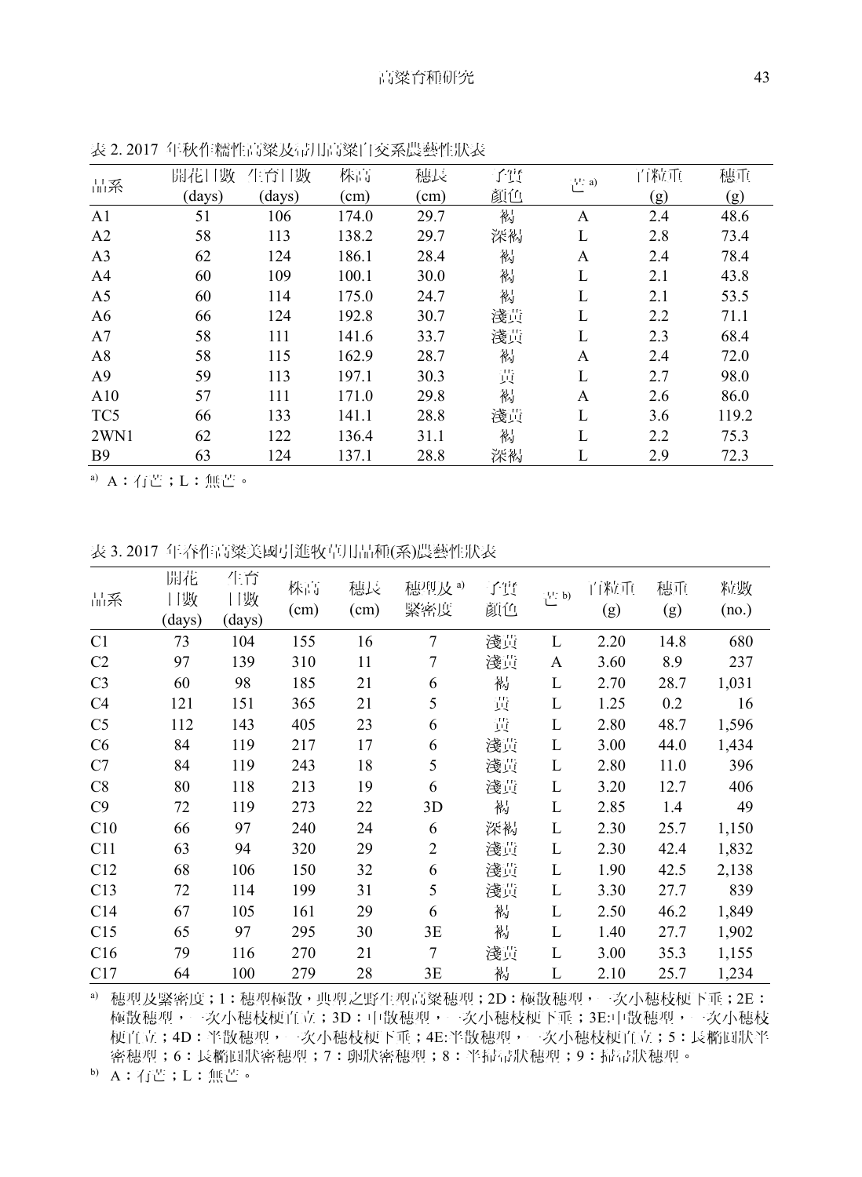表 2. 2017 年秋作糯性高粱及啤酒用高粱自交系農藝性狀表

| 品系 | 開花日數 (days) | 生育日數 (days) | 株高 (cm) | 穗長 (cm) | 子實顏色 | 芒 a) | 百粒重 (g) | 穗重 (g) |
|---|---|---|---|---|---|---|---|---|
| A1 | 51 | 106 | 174.0 | 29.7 | 褐 | A | 2.4 | 48.6 |
| A2 | 58 | 113 | 138.2 | 29.7 | 深褐 | L | 2.8 | 73.4 |
| A3 | 62 | 124 | 186.1 | 28.4 | 褐 | A | 2.4 | 78.4 |
| A4 | 60 | 109 | 100.1 | 30.0 | 褐 | L | 2.1 | 43.8 |
| A5 | 60 | 114 | 175.0 | 24.7 | 褐 | L | 2.1 | 53.5 |
| A6 | 66 | 124 | 192.8 | 30.7 | 淺黃 | L | 2.2 | 71.1 |
| A7 | 58 | 111 | 141.6 | 33.7 | 淺黃 | L | 2.3 | 68.4 |
| A8 | 58 | 115 | 162.9 | 28.7 | 褐 | A | 2.4 | 72.0 |
| A9 | 59 | 113 | 197.1 | 30.3 | 黃 | L | 2.7 | 98.0 |
| A10 | 57 | 111 | 171.0 | 29.8 | 褐 | A | 2.6 | 86.0 |
| TC5 | 66 | 133 | 141.1 | 28.8 | 淺黃 | L | 3.6 | 119.2 |
| 2WN1 | 62 | 122 | 136.4 | 31.1 | 褐 | L | 2.2 | 75.3 |
| B9 | 63 | 124 | 137.1 | 28.8 | 深褐 | L | 2.9 | 72.3 |

a) A：有芒；L：無芒。

表 3. 2017 年春作高粱美國引進牧草用品種(系)農藝性狀表

| 品系 | 開花日數 (days) | 生育日數 (days) | 株高 (cm) | 穗長 (cm) | 穗型及緊密度 a) | 子實顏色 | 芒 b) | 百粒重 (g) | 穗重 (g) | 粒數 (no.) |
|---|---|---|---|---|---|---|---|---|---|---|
| C1 | 73 | 104 | 155 | 16 | 7 | 淺黃 | L | 2.20 | 14.8 | 680 |
| C2 | 97 | 139 | 310 | 11 | 7 | 淺黃 | A | 3.60 | 8.9 | 237 |
| C3 | 60 | 98 | 185 | 21 | 6 | 褐 | L | 2.70 | 28.7 | 1,031 |
| C4 | 121 | 151 | 365 | 21 | 5 | 黃 | L | 1.25 | 0.2 | 16 |
| C5 | 112 | 143 | 405 | 23 | 6 | 黃 | L | 2.80 | 48.7 | 1,596 |
| C6 | 84 | 119 | 217 | 17 | 6 | 淺黃 | L | 3.00 | 44.0 | 1,434 |
| C7 | 84 | 119 | 243 | 18 | 5 | 淺黃 | L | 2.80 | 11.0 | 396 |
| C8 | 80 | 118 | 213 | 19 | 6 | 淺黃 | L | 3.20 | 12.7 | 406 |
| C9 | 72 | 119 | 273 | 22 | 3D | 褐 | L | 2.85 | 1.4 | 49 |
| C10 | 66 | 97 | 240 | 24 | 6 | 深褐 | L | 2.30 | 25.7 | 1,150 |
| C11 | 63 | 94 | 320 | 29 | 2 | 淺黃 | L | 2.30 | 42.4 | 1,832 |
| C12 | 68 | 106 | 150 | 32 | 6 | 淺黃 | L | 1.90 | 42.5 | 2,138 |
| C13 | 72 | 114 | 199 | 31 | 5 | 淺黃 | L | 3.30 | 27.7 | 839 |
| C14 | 67 | 105 | 161 | 29 | 6 | 褐 | L | 2.50 | 46.2 | 1,849 |
| C15 | 65 | 97 | 295 | 30 | 3E | 褐 | L | 1.40 | 27.7 | 1,902 |
| C16 | 79 | 116 | 270 | 21 | 7 | 淺黃 | L | 3.00 | 35.3 | 1,155 |
| C17 | 64 | 100 | 279 | 28 | 3E | 褐 | L | 2.10 | 25.7 | 1,234 |

a) 穗型及緊密度；1：穗型極散，典型之野生型高粱穗型；2D：極散穗型，一次小穗枝梗下垂；2E：極散穗型，一次小穗枝梗直立；3D：中散穗型，一次小穗枝梗下垂；3E:中散穗型，一次小穗枝梗直立；4D：半散穗型，一次小穗枝梗下垂；4E:半散穗型，一次小穗枝梗直立；5：長橢圓狀半密穗型；6：長橢圓狀密穗型；7：卵狀密穗型；8：半掃帚狀穗型；9：掃帚狀穗型。

b) A：有芒；L：無芒。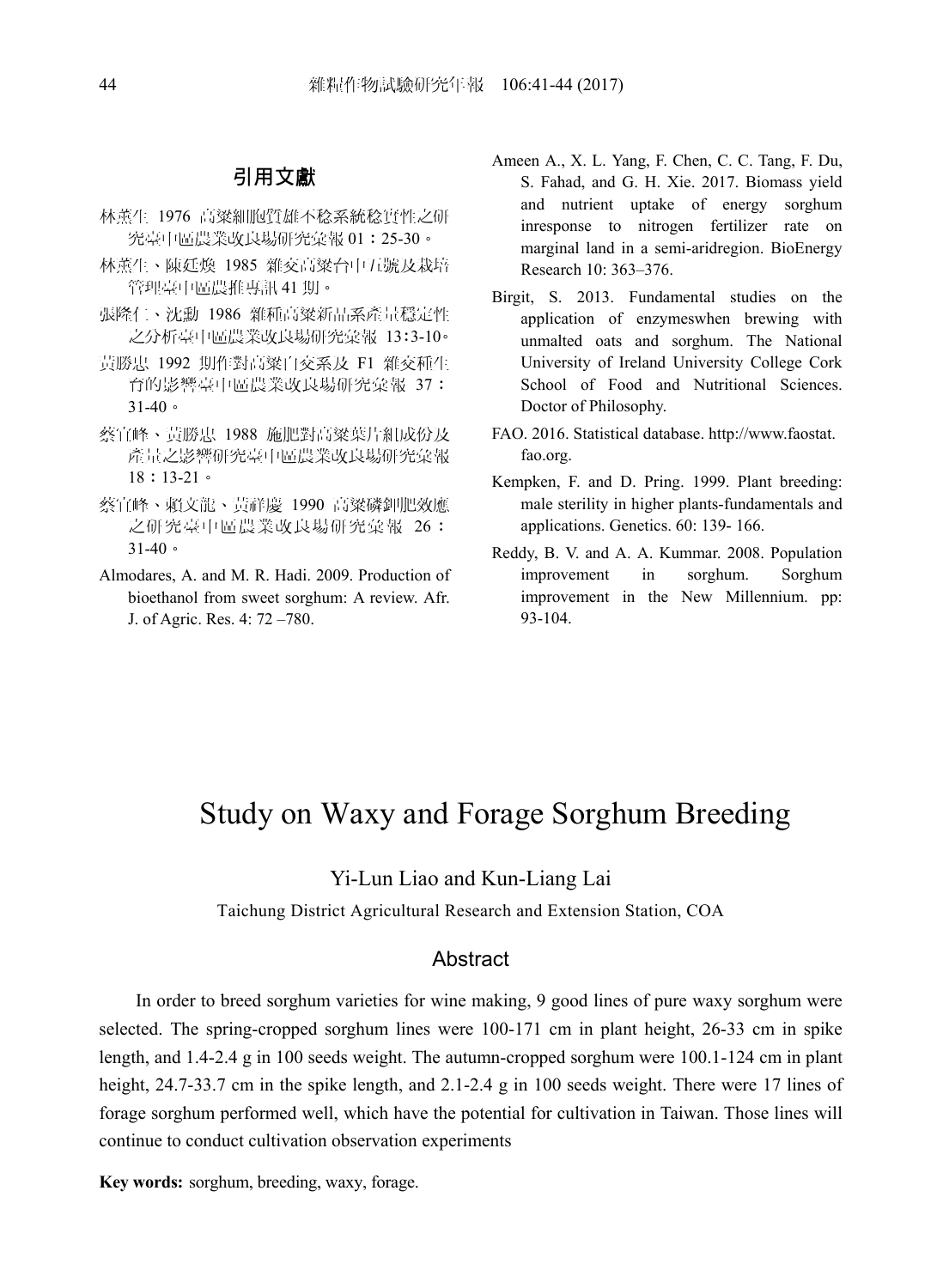## 引用文獻

林燕生 1976 高粱細胞質雄不稔系統稔實性之研究臺中區農業改良場研究彙報 01：25-30。

林燕生、陳廷煥 1985 雜交高粱台中五號及栽培管理臺中區農推專訊 41 期。

張隆仁、沈勳 1986 雜種高粱新品系產量穩定性之分析臺中區農業改良場研究彙報 13：3-10。

黃勝忠 1992 期作對高粱自交系及 F1 雜交種生育的影響臺中區農業改良場研究彙報 37：31-40。

蔡宜峰、黃勝忠 1988 施肥對高粱葉片組成份及產量之影響研究臺中區農業改良場研究彙報 18：13-21。

蔡宜峰、賴文龍、黃祥慶 1990 高粱磷鉀肥效應之研究臺中區農業改良場研究彙報 26：31-40。

Almodares, A. and M. R. Hadi. 2009. Production of bioethanol from sweet sorghum: A review. Afr. J. of Agric. Res. 4: 72 –780.

Ameen A., X. L. Yang, F. Chen, C. C. Tang, F. Du, S. Fahad, and G. H. Xie. 2017. Biomass yield and nutrient uptake of energy sorghum inresponse to nitrogen fertilizer rate on marginal land in a semi-aridregion. BioEnergy Research 10: 363–376.

Birgit, S. 2013. Fundamental studies on the application of enzymeswhen brewing with unmalted oats and sorghum. The National University of Ireland University College Cork School of Food and Nutritional Sciences. Doctor of Philosophy.

FAO. 2016. Statistical database. http://www.faostat.fao.org.

Kempken, F. and D. Pring. 1999. Plant breeding: male sterility in higher plants-fundamentals and applications. Genetics. 60: 139- 166.

Reddy, B. V. and A. A. Kummar. 2008. Population improvement in sorghum. Sorghum improvement in the New Millennium. pp: 93-104.

# Study on Waxy and Forage Sorghum Breeding

Yi-Lun Liao and Kun-Liang Lai

Taichung District Agricultural Research and Extension Station, COA

## Abstract

In order to breed sorghum varieties for wine making, 9 good lines of pure waxy sorghum were selected. The spring-cropped sorghum lines were 100-171 cm in plant height, 26-33 cm in spike length, and 1.4-2.4 g in 100 seeds weight. The autumn-cropped sorghum were 100.1-124 cm in plant height, 24.7-33.7 cm in the spike length, and 2.1-2.4 g in 100 seeds weight. There were 17 lines of forage sorghum performed well, which have the potential for cultivation in Taiwan. Those lines will continue to conduct cultivation observation experiments

**Key words:** sorghum, breeding, waxy, forage.